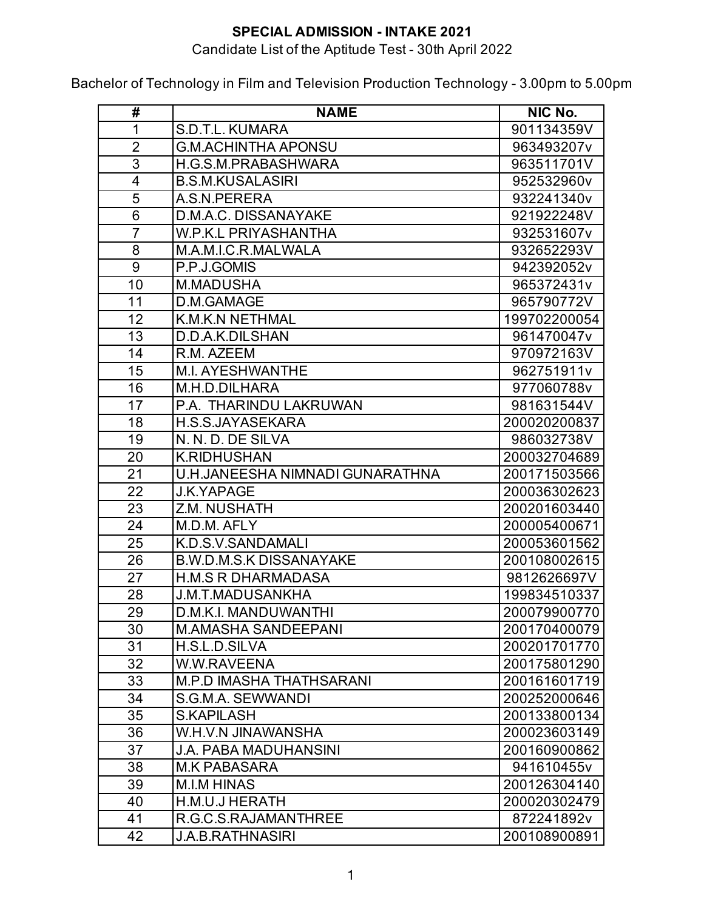**SPECIAL ADMISSION - INTAKE 2021**

Candidate List of the Aptitude Test - 30th April 2022

Bachelor of Technology in Film and Television Production Technology - 3.00pm to 5.00pm

| # | NAME | NIC No. |
|---|---|---|
| 1 | S.D.T.L. KUMARA | 901134359V |
| 2 | G.M.ACHINTHA APONSU | 963493207v |
| 3 | H.G.S.M.PRABASHWARA | 963511701V |
| 4 | B.S.M.KUSALASIRI | 952532960v |
| 5 | A.S.N.PERERA | 932241340v |
| 6 | D.M.A.C. DISSANAYAKE | 921922248V |
| 7 | W.P.K.L PRIYASHANTHA | 932531607v |
| 8 | M.A.M.I.C.R.MALWALA | 932652293V |
| 9 | P.P.J.GOMIS | 942392052v |
| 10 | M.MADUSHA | 965372431v |
| 11 | D.M.GAMAGE | 965790772V |
| 12 | K.M.K.N NETHMAL | 199702200054 |
| 13 | D.D.A.K.DILSHAN | 961470047v |
| 14 | R.M. AZEEM | 970972163V |
| 15 | M.I. AYESHWANTHE | 962751911v |
| 16 | M.H.D.DILHARA | 977060788v |
| 17 | P.A. THARINDU LAKRUWAN | 981631544V |
| 18 | H.S.S.JAYASEKARA | 200020200837 |
| 19 | N. N. D. DE SILVA | 986032738V |
| 20 | K.RIDHUSHAN | 200032704689 |
| 21 | U.H.JANEESHA NIMNADI GUNARATHNA | 200171503566 |
| 22 | J.K.YAPAGE | 200036302623 |
| 23 | Z.M. NUSHATH | 200201603440 |
| 24 | M.D.M. AFLY | 200005400671 |
| 25 | K.D.S.V.SANDAMALI | 200053601562 |
| 26 | B.W.D.M.S.K DISSANAYAKE | 200108002615 |
| 27 | H.M.S R DHARMADASA | 9812626697V |
| 28 | J.M.T.MADUSANKHA | 199834510337 |
| 29 | D.M.K.I. MANDUWANTHI | 200079900770 |
| 30 | M.AMASHA SANDEEPANI | 200170400079 |
| 31 | H.S.L.D.SILVA | 200201701770 |
| 32 | W.W.RAVEENA | 200175801290 |
| 33 | M.P.D IMASHA THATHSARANI | 200161601719 |
| 34 | S.G.M.A. SEWWANDI | 200252000646 |
| 35 | S.KAPILASH | 200133800134 |
| 36 | W.H.V.N JINAWANSHA | 200023603149 |
| 37 | J.A. PABA MADUHANSINI | 200160900862 |
| 38 | M.K PABASARA | 941610455v |
| 39 | M.I.M HINAS | 200126304140 |
| 40 | H.M.U.J HERATH | 200020302479 |
| 41 | R.G.C.S.RAJAMANTHREE | 872241892v |
| 42 | J.A.B.RATHNASIRI | 200108900891 |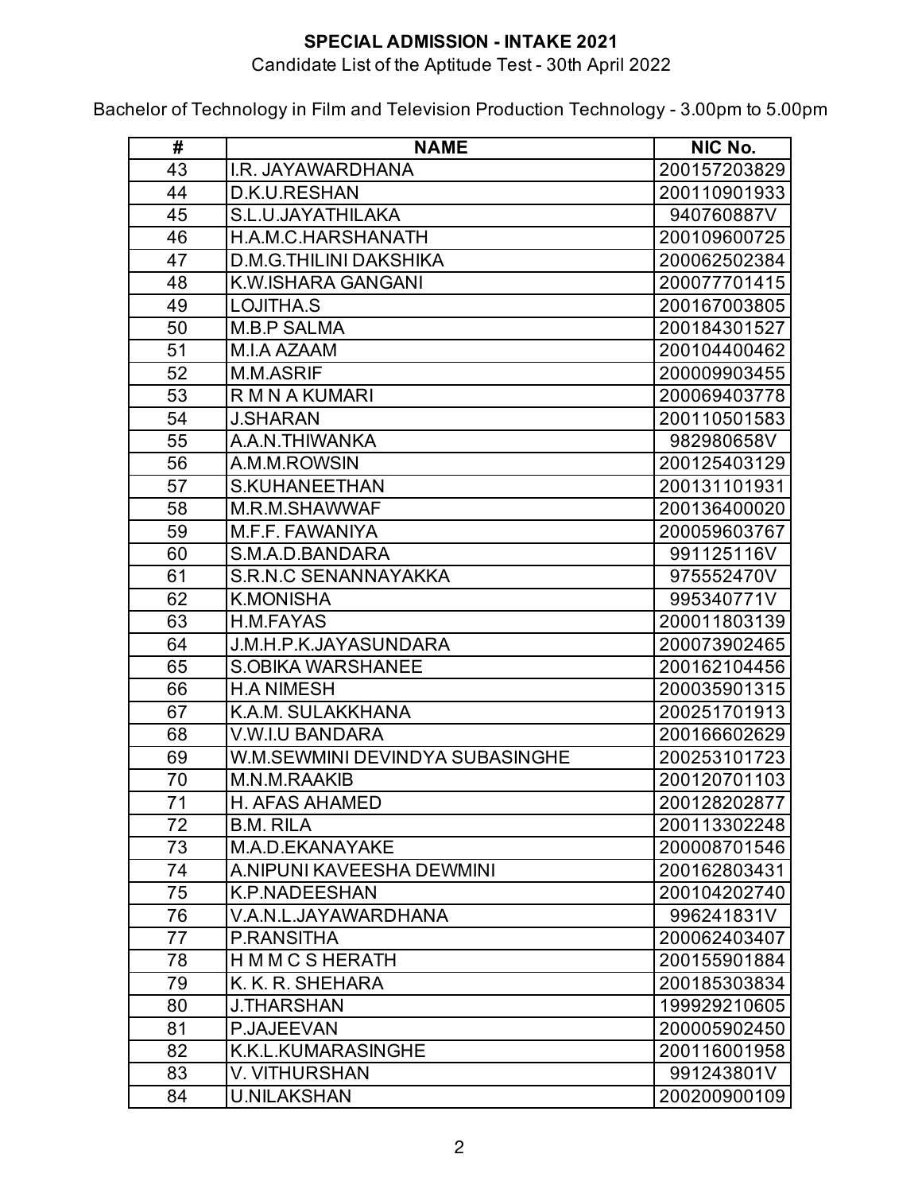**SPECIAL ADMISSION - INTAKE 2021**

Candidate List of the Aptitude Test - 30th April 2022

Bachelor of Technology in Film and Television Production Technology - 3.00pm to 5.00pm

| # | NAME | NIC No. |
|---|---|---|
| 43 | I.R. JAYAWARDHANA | 200157203829 |
| 44 | D.K.U.RESHAN | 200110901933 |
| 45 | S.L.U.JAYATHILAKA | 940760887V |
| 46 | H.A.M.C.HARSHANATH | 200109600725 |
| 47 | D.M.G.THILINI DAKSHIKA | 200062502384 |
| 48 | K.W.ISHARA GANGANI | 200077701415 |
| 49 | LOJITHA.S | 200167003805 |
| 50 | M.B.P SALMA | 200184301527 |
| 51 | M.I.A AZAAM | 200104400462 |
| 52 | M.M.ASRIF | 200009903455 |
| 53 | R M N A KUMARI | 200069403778 |
| 54 | J.SHARAN | 200110501583 |
| 55 | A.A.N.THIWANKA | 982980658V |
| 56 | A.M.M.ROWSIN | 200125403129 |
| 57 | S.KUHANEETHAN | 200131101931 |
| 58 | M.R.M.SHAWWAF | 200136400020 |
| 59 | M.F.F. FAWANIYA | 200059603767 |
| 60 | S.M.A.D.BANDARA | 991125116V |
| 61 | S.R.N.C SENANNAYAKKA | 975552470V |
| 62 | K.MONISHA | 995340771V |
| 63 | H.M.FAYAS | 200011803139 |
| 64 | J.M.H.P.K.JAYASUNDARA | 200073902465 |
| 65 | S.OBIKA WARSHANEE | 200162104456 |
| 66 | H.A NIMESH | 200035901315 |
| 67 | K.A.M. SULAKKHANA | 200251701913 |
| 68 | V.W.I.U BANDARA | 200166602629 |
| 69 | W.M.SEWMINI DEVINDYA SUBASINGHE | 200253101723 |
| 70 | M.N.M.RAAKIB | 200120701103 |
| 71 | H. AFAS AHAMED | 200128202877 |
| 72 | B.M. RILA | 200113302248 |
| 73 | M.A.D.EKANAYAKE | 200008701546 |
| 74 | A.NIPUNI KAVEESHA DEWMINI | 200162803431 |
| 75 | K.P.NADEESHAN | 200104202740 |
| 76 | V.A.N.L.JAYAWARDHANA | 996241831V |
| 77 | P.RANSITHA | 200062403407 |
| 78 | H M M C S HERATH | 200155901884 |
| 79 | K. K. R. SHEHARA | 200185303834 |
| 80 | J.THARSHAN | 199929210605 |
| 81 | P.JAJEEVAN | 200005902450 |
| 82 | K.K.L.KUMARASINGHE | 200116001958 |
| 83 | V. VITHURSHAN | 991243801V |
| 84 | U.NILAKSHAN | 200200900109 |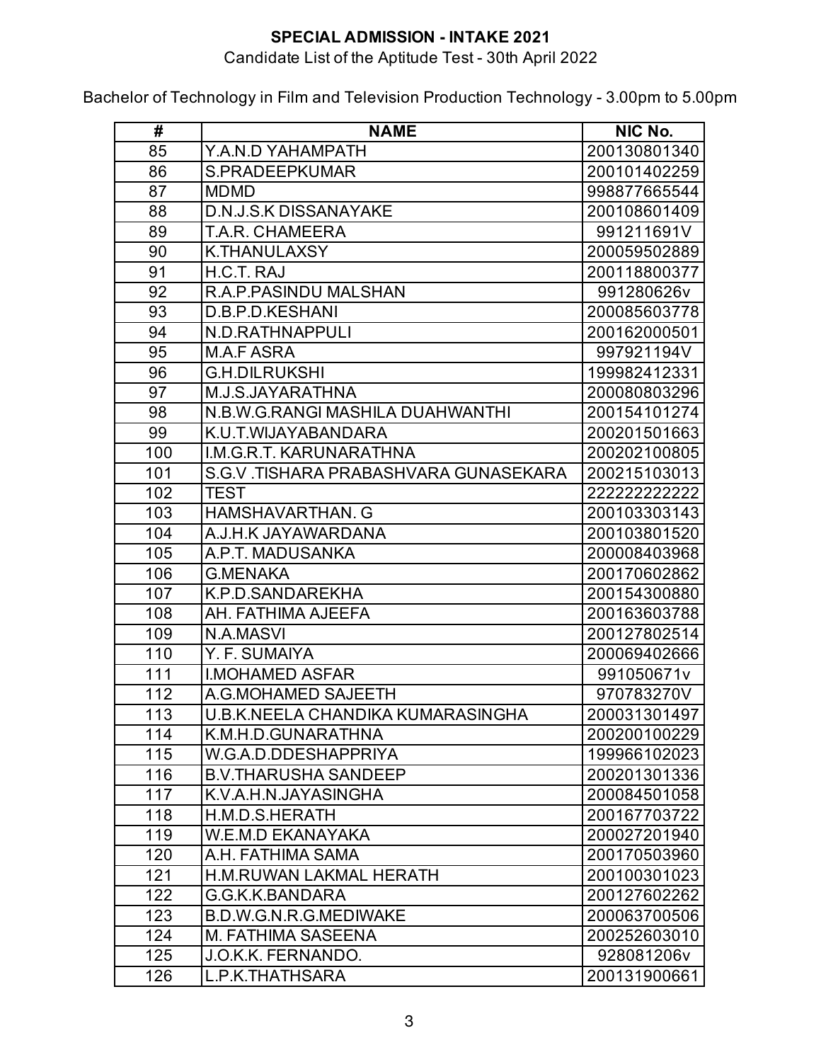**SPECIAL ADMISSION - INTAKE 2021**

Candidate List of the Aptitude Test - 30th April 2022

Bachelor of Technology in Film and Television Production Technology - 3.00pm to 5.00pm

| # | NAME | NIC No. |
|---|---|---|
| 85 | Y.A.N.D YAHAMPATH | 200130801340 |
| 86 | S.PRADEEPKUMAR | 200101402259 |
| 87 | MDMD | 998877665544 |
| 88 | D.N.J.S.K DISSANAYAKE | 200108601409 |
| 89 | T.A.R. CHAMEERA | 991211691V |
| 90 | K.THANULAXSY | 200059502889 |
| 91 | H.C.T. RAJ | 200118800377 |
| 92 | R.A.P.PASINDU MALSHAN | 991280626v |
| 93 | D.B.P.D.KESHANI | 200085603778 |
| 94 | N.D.RATHNAPPULI | 200162000501 |
| 95 | M.A.F ASRA | 997921194V |
| 96 | G.H.DILRUKSHI | 199982412331 |
| 97 | M.J.S.JAYARATHNA | 200080803296 |
| 98 | N.B.W.G.RANGI MASHILA DUAHWANTHI | 200154101274 |
| 99 | K.U.T.WIJAYABANDARA | 200201501663 |
| 100 | I.M.G.R.T. KARUNARATHNA | 200202100805 |
| 101 | S.G.V .TISHARA PRABASHVARA GUNASEKARA | 200215103013 |
| 102 | TEST | 222222222222 |
| 103 | HAMSHAVARTHAN. G | 200103303143 |
| 104 | A.J.H.K JAYAWARDANA | 200103801520 |
| 105 | A.P.T. MADUSANKA | 200008403968 |
| 106 | G.MENAKA | 200170602862 |
| 107 | K.P.D.SANDAREKHA | 200154300880 |
| 108 | AH. FATHIMA AJEEFA | 200163603788 |
| 109 | N.A.MASVI | 200127802514 |
| 110 | Y. F. SUMAIYA | 200069402666 |
| 111 | I.MOHAMED ASFAR | 991050671v |
| 112 | A.G.MOHAMED SAJEETH | 970783270V |
| 113 | U.B.K.NEELA CHANDIKA KUMARASINGHA | 200031301497 |
| 114 | K.M.H.D.GUNARATHNA | 200200100229 |
| 115 | W.G.A.D.DDESHAPPRIYA | 199966102023 |
| 116 | B.V.THARUSHA SANDEEP | 200201301336 |
| 117 | K.V.A.H.N.JAYASINGHA | 200084501058 |
| 118 | H.M.D.S.HERATH | 200167703722 |
| 119 | W.E.M.D EKANAYAKA | 200027201940 |
| 120 | A.H. FATHIMA SAMA | 200170503960 |
| 121 | H.M.RUWAN LAKMAL HERATH | 200100301023 |
| 122 | G.G.K.K.BANDARA | 200127602262 |
| 123 | B.D.W.G.N.R.G.MEDIWAKE | 200063700506 |
| 124 | M. FATHIMA SASEENA | 200252603010 |
| 125 | J.O.K.K. FERNANDO. | 928081206v |
| 126 | L.P.K.THATHSARA | 200131900661 |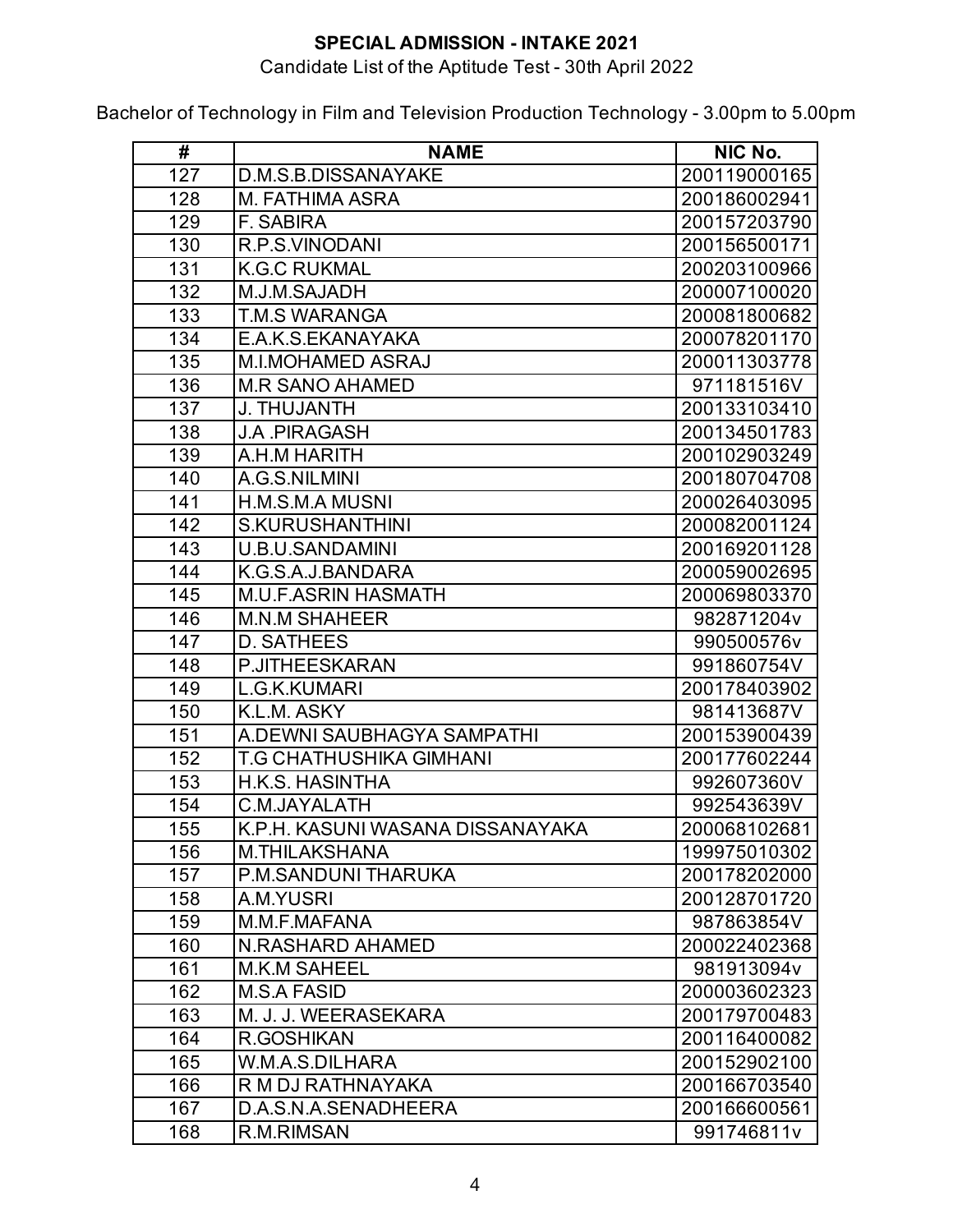**SPECIAL ADMISSION - INTAKE 2021**

Candidate List of the Aptitude Test - 30th April 2022

Bachelor of Technology in Film and Television Production Technology - 3.00pm to 5.00pm

| # | NAME | NIC No. |
|---|---|---|
| 127 | D.M.S.B.DISSANAYAKE | 200119000165 |
| 128 | M. FATHIMA ASRA | 200186002941 |
| 129 | F. SABIRA | 200157203790 |
| 130 | R.P.S.VINODANI | 200156500171 |
| 131 | K.G.C RUKMAL | 200203100966 |
| 132 | M.J.M.SAJADH | 200007100020 |
| 133 | T.M.S WARANGA | 200081800682 |
| 134 | E.A.K.S.EKANAYAKA | 200078201170 |
| 135 | M.I.MOHAMED ASRAJ | 200011303778 |
| 136 | M.R SANO AHAMED | 971181516V |
| 137 | J. THUJANTH | 200133103410 |
| 138 | J.A .PIRAGASH | 200134501783 |
| 139 | A.H.M HARITH | 200102903249 |
| 140 | A.G.S.NILMINI | 200180704708 |
| 141 | H.M.S.M.A MUSNI | 200026403095 |
| 142 | S.KURUSHANTHINI | 200082001124 |
| 143 | U.B.U.SANDAMINI | 200169201128 |
| 144 | K.G.S.A.J.BANDARA | 200059002695 |
| 145 | M.U.F.ASRIN HASMATH | 200069803370 |
| 146 | M.N.M SHAHEER | 982871204v |
| 147 | D. SATHEES | 990500576v |
| 148 | P.JITHEESKARAN | 991860754V |
| 149 | L.G.K.KUMARI | 200178403902 |
| 150 | K.L.M. ASKY | 981413687V |
| 151 | A.DEWNI SAUBHAGYA SAMPATHI | 200153900439 |
| 152 | T.G CHATHUSHIKA GIMHANI | 200177602244 |
| 153 | H.K.S. HASINTHA | 992607360V |
| 154 | C.M.JAYALATH | 992543639V |
| 155 | K.P.H. KASUNI WASANA DISSANAYAKA | 200068102681 |
| 156 | M.THILAKSHANA | 199975010302 |
| 157 | P.M.SANDUNI THARUKA | 200178202000 |
| 158 | A.M.YUSRI | 200128701720 |
| 159 | M.M.F.MAFANA | 987863854V |
| 160 | N.RASHARD AHAMED | 200022402368 |
| 161 | M.K.M SAHEEL | 981913094v |
| 162 | M.S.A FASID | 200003602323 |
| 163 | M. J. J. WEERASEKARA | 200179700483 |
| 164 | R.GOSHIKAN | 200116400082 |
| 165 | W.M.A.S.DILHARA | 200152902100 |
| 166 | R M DJ RATHNAYAKA | 200166703540 |
| 167 | D.A.S.N.A.SENADHEERA | 200166600561 |
| 168 | R.M.RIMSAN | 991746811v |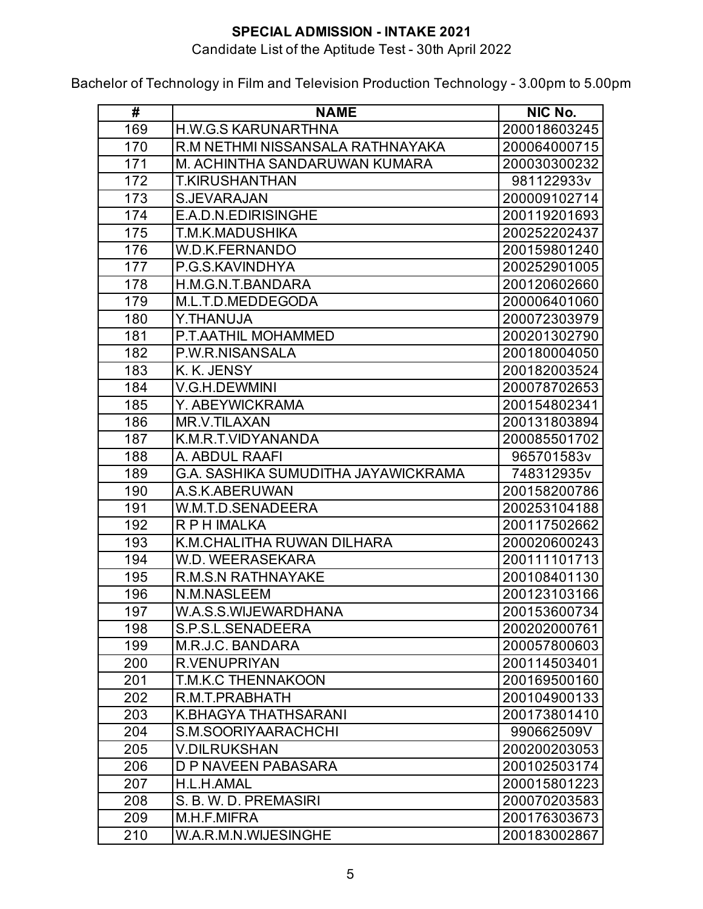**SPECIAL ADMISSION - INTAKE 2021**

Candidate List of the Aptitude Test - 30th April 2022

Bachelor of Technology in Film and Television Production Technology - 3.00pm to 5.00pm

| # | NAME | NIC No. |
|---|---|---|
| 169 | H.W.G.S KARUNARTHNA | 200018603245 |
| 170 | R.M NETHMI NISSANSALA RATHNAYAKA | 200064000715 |
| 171 | M. ACHINTHA SANDARUWAN KUMARA | 200030300232 |
| 172 | T.KIRUSHANTHAN | 981122933v |
| 173 | S.JEVARAJAN | 200009102714 |
| 174 | E.A.D.N.EDIRISINGHE | 200119201693 |
| 175 | T.M.K.MADUSHIKA | 200252202437 |
| 176 | W.D.K.FERNANDO | 200159801240 |
| 177 | P.G.S.KAVINDHYA | 200252901005 |
| 178 | H.M.G.N.T.BANDARA | 200120602660 |
| 179 | M.L.T.D.MEDDEGODA | 200006401060 |
| 180 | Y.THANUJA | 200072303979 |
| 181 | P.T.AATHIL MOHAMMED | 200201302790 |
| 182 | P.W.R.NISANSALA | 200180004050 |
| 183 | K. K. JENSY | 200182003524 |
| 184 | V.G.H.DEWMINI | 200078702653 |
| 185 | Y. ABEYWICKRAMA | 200154802341 |
| 186 | MR.V.TILAXAN | 200131803894 |
| 187 | K.M.R.T.VIDYANANDA | 200085501702 |
| 188 | A. ABDUL RAAFI | 965701583v |
| 189 | G.A. SASHIKA SUMUDITHA JAYAWICKRAMA | 748312935v |
| 190 | A.S.K.ABERUWAN | 200158200786 |
| 191 | W.M.T.D.SENADEERA | 200253104188 |
| 192 | R P H IMALKA | 200117502662 |
| 193 | K.M.CHALITHA RUWAN DILHARA | 200020600243 |
| 194 | W.D. WEERASEKARA | 200111101713 |
| 195 | R.M.S.N RATHNAYAKE | 200108401130 |
| 196 | N.M.NASLEEM | 200123103166 |
| 197 | W.A.S.S.WIJEWARDHANA | 200153600734 |
| 198 | S.P.S.L.SENADEERA | 200202000761 |
| 199 | M.R.J.C. BANDARA | 200057800603 |
| 200 | R.VENUPRIYAN | 200114503401 |
| 201 | T.M.K.C THENNAKOON | 200169500160 |
| 202 | R.M.T.PRABHATH | 200104900133 |
| 203 | K.BHAGYA THATHSARANI | 200173801410 |
| 204 | S.M.SOORIYAARACHCHI | 990662509V |
| 205 | V.DILRUKSHAN | 200200203053 |
| 206 | D P NAVEEN PABASARA | 200102503174 |
| 207 | H.L.H.AMAL | 200015801223 |
| 208 | S. B. W. D. PREMASIRI | 200070203583 |
| 209 | M.H.F.MIFRA | 200176303673 |
| 210 | W.A.R.M.N.WIJESINGHE | 200183002867 |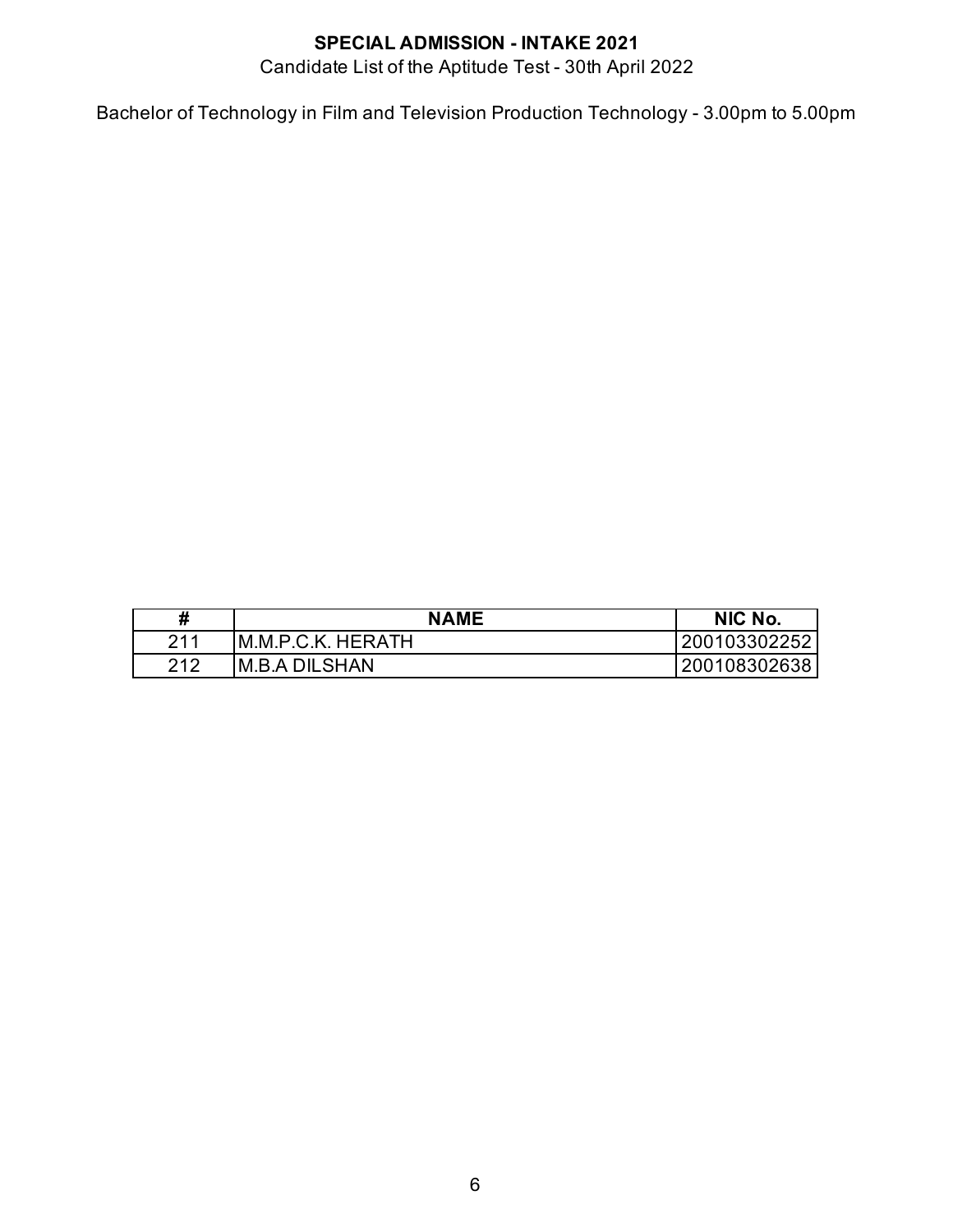**SPECIAL ADMISSION - INTAKE 2021**

Candidate List of the Aptitude Test - 30th April 2022

Bachelor of Technology in Film and Television Production Technology - 3.00pm to 5.00pm

| # | NAME | NIC No. |
|---|---|---|
| 211 | M.M.P.C.K. HERATH | 200103302252 |
| 212 | M.B.A DILSHAN | 200108302638 |